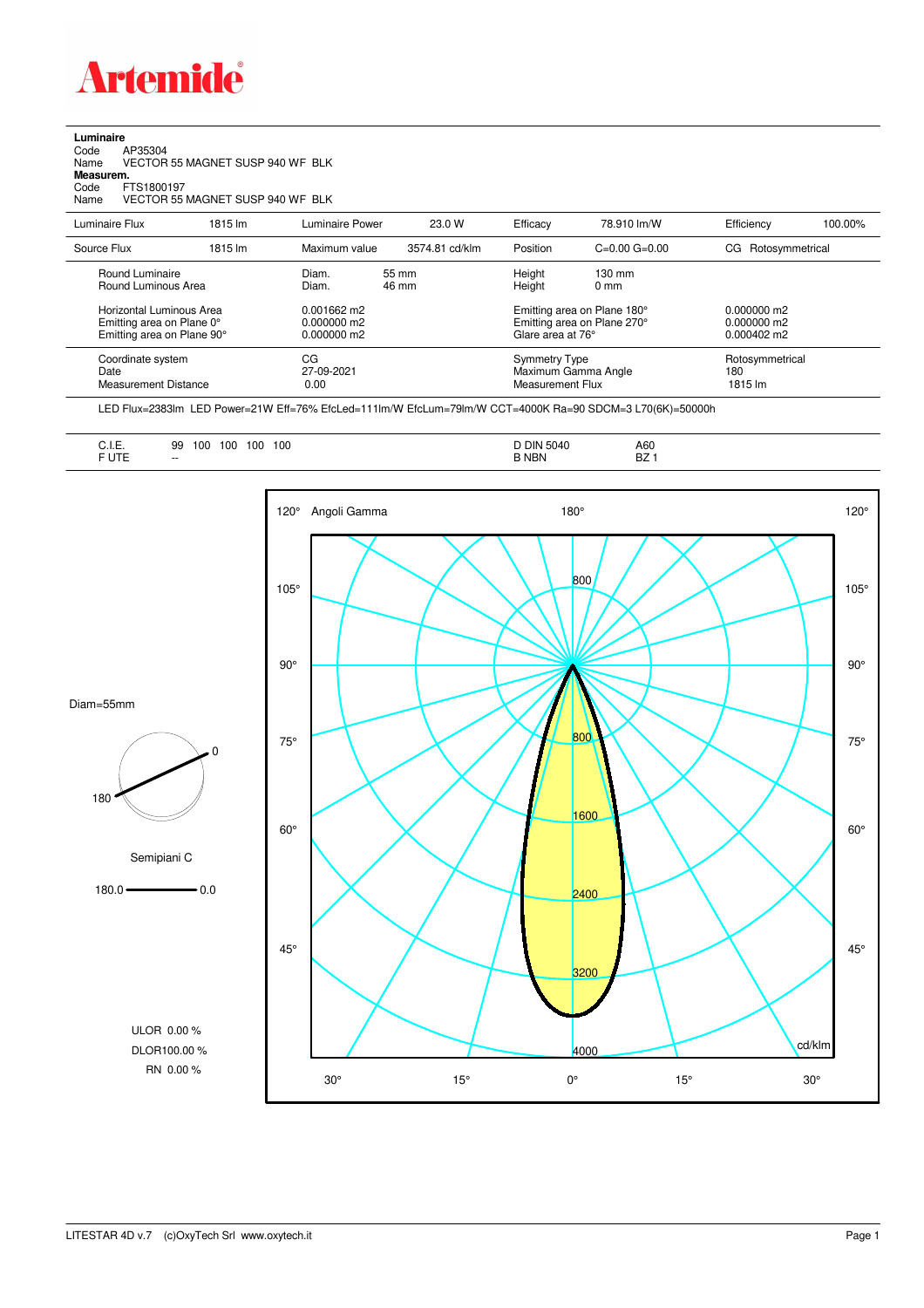# Artemide

**Luminaire**
Code AP35304
Name VECTOR 55 MAGNET SUSP 940 WF BLK
**Measurem.**
Code FTS1800197
Name VECTOR 55 MAGNET SUSP 940 WF BLK

| Luminaire Flux | 1815 lm | Luminaire Power | 23.0 W | Efficacy | 78.910 lm/W | Efficiency | 100.00% |
|---|---|---|---|---|---|---|---|
| Source Flux | 1815 lm | Maximum value | 3574.81 cd/klm | Position | C=0.00 G=0.00 | CG | Rotosymmetrical |

| | | | | |
|---|---|---|---|---|
| Round Luminaire | Diam. 55 mm | Height 130 mm | | |
| Round Luminous Area | Diam. 46 mm | Height 0 mm | | |
| Horizontal Luminous Area | 0.001662 m2 | Emitting area on Plane 180° | 0.000000 m2 | |
| Emitting area on Plane 0° | 0.000000 m2 | Emitting area on Plane 270° | 0.000000 m2 | |
| Emitting area on Plane 90° | 0.000000 m2 | Glare area at 76° | 0.000402 m2 | |
| Coordinate system | CG | Symmetry Type | Rotosymmetrical | |
| Date | 27-09-2021 | Maximum Gamma Angle | 180 | |
| Measurement Distance | 0.00 | Measurement Flux | 1815 lm | |

LED Flux=2383lm LED Power=21W Eff=76% EfcLed=111lm/W EfcLum=79lm/W CCT=4000K Ra=90 SDCM=3 L70(6K)=50000h

| | | | |
|---|---|---|---|
| C.I.E. | 99 100 100 100 100 | D DIN 5040 | A60 |
| F UTE | -- | B NBN | BZ 1 |

Diam=55mm

Semipiani C

180.0 — 0.0

ULOR 0.00 %
DLOR 100.00 %
RN 0.00 %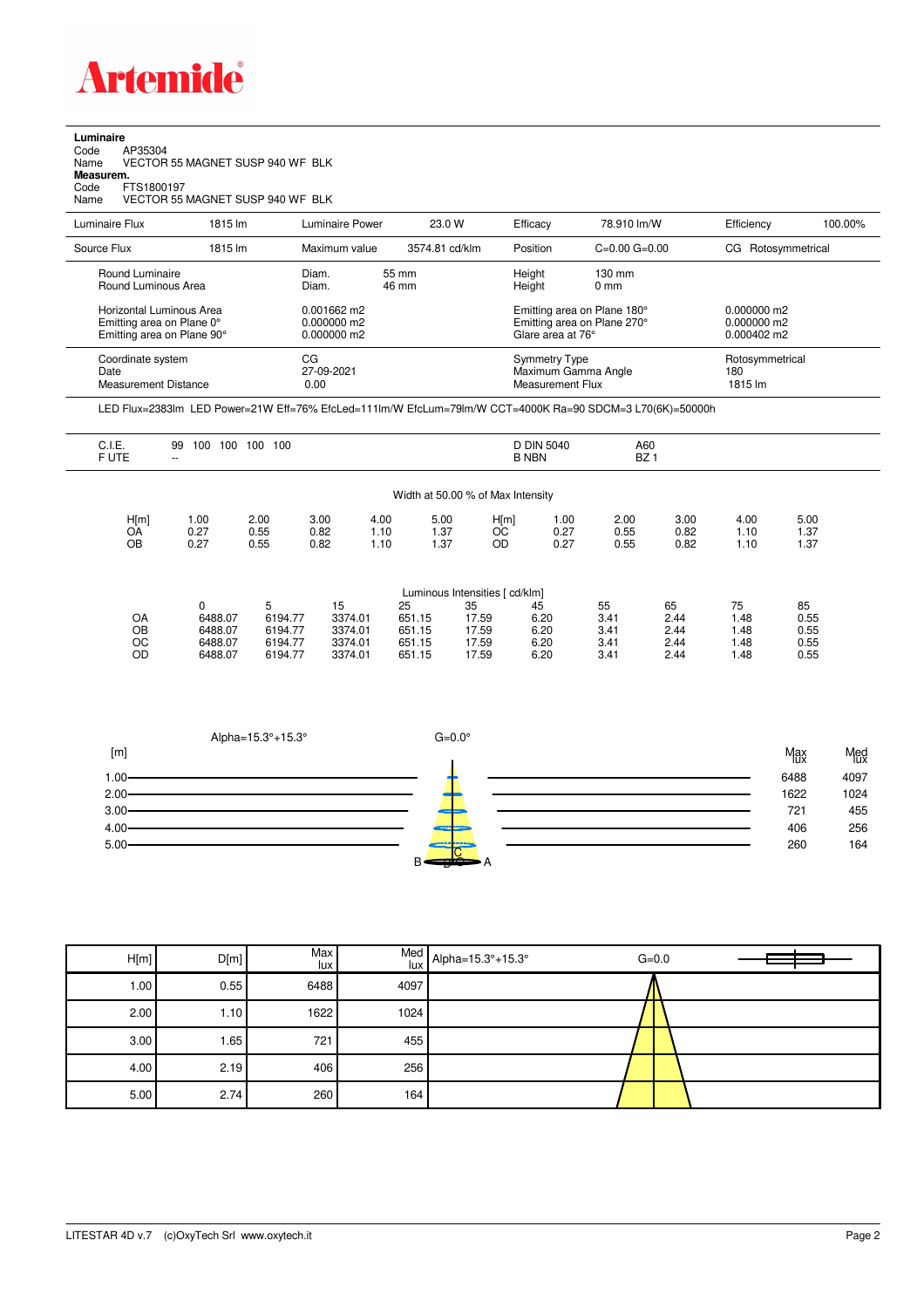Artemide

**Luminaire**

Code AP35304
Name VECTOR 55 MAGNET SUSP 940 WF BLK

**Measurem.**

Code FTS1800197
Name VECTOR 55 MAGNET SUSP 940 WF BLK

| | | | | | | | |
|---|---|---|---|---|---|---|---|
| Luminaire Flux | 1815 lm | Luminaire Power | 23.0 W | Efficacy | 78.910 lm/W | Efficiency | 100.00% |
| Source Flux | 1815 lm | Maximum value | 3574.81 cd/klm | Position | C=0.00 G=0.00 | CG Rotosymmetrical | |

| | | | | | |
|---|---|---|---|---|---|
| Round Luminaire | Diam. | 55 mm | Height | 130 mm | |
| Round Luminous Area | Diam. | 46 mm | Height | 0 mm | |
| Horizontal Luminous Area | 0.001662 m2 | | Emitting area on Plane 180° | | 0.000000 m2 |
| Emitting area on Plane 0° | 0.000000 m2 | | Emitting area on Plane 270° | | 0.000000 m2 |
| Emitting area on Plane 90° | 0.000000 m2 | | Glare area at 76° | | 0.000402 m2 |
| Coordinate system | CG | | Symmetry Type | | Rotosymmetrical |
| Date | 27-09-2021 | | Maximum Gamma Angle | | 180 |
| Measurement Distance | 0.00 | | Measurement Flux | | 1815 lm |

LED Flux=2383lm LED Power=21W Eff=76% EfcLed=111lm/W EfcLum=79lm/W CCT=4000K Ra=90 SDCM=3 L70(6K)=50000h

| | | | |
|---|---|---|---|
| C.I.E. | 99 100 100 100 100 | D DIN 5040 | A60 |
| F UTE | -- | B NBN | BZ 1 |

Width at 50.00 % of Max Intensity

| H[m] | 1.00 | 2.00 | 3.00 | 4.00 | 5.00 | H[m] | 1.00 | 2.00 | 3.00 | 4.00 | 5.00 |
|---|---|---|---|---|---|---|---|---|---|---|---|
| OA | 0.27 | 0.55 | 0.82 | 1.10 | 1.37 | OC | 0.27 | 0.55 | 0.82 | 1.10 | 1.37 |
| OB | 0.27 | 0.55 | 0.82 | 1.10 | 1.37 | OD | 0.27 | 0.55 | 0.82 | 1.10 | 1.37 |

Luminous Intensities [ cd/klm]

| | 0 | 5 | 15 | 25 | 35 | 45 | 55 | 65 | 75 | 85 |
|---|---|---|---|---|---|---|---|---|---|---|
| OA | 6488.07 | 6194.77 | 3374.01 | 651.15 | 17.59 | 6.20 | 3.41 | 2.44 | 1.48 | 0.55 |
| OB | 6488.07 | 6194.77 | 3374.01 | 651.15 | 17.59 | 6.20 | 3.41 | 2.44 | 1.48 | 0.55 |
| OC | 6488.07 | 6194.77 | 3374.01 | 651.15 | 17.59 | 6.20 | 3.41 | 2.44 | 1.48 | 0.55 |
| OD | 6488.07 | 6194.77 | 3374.01 | 651.15 | 17.59 | 6.20 | 3.41 | 2.44 | 1.48 | 0.55 |

Alpha=15.3°+15.3°
G=0.0°
[m]
Max lux
Med lux
1.00 6488 4097
2.00 1622 1024
3.00 721 455
4.00 406 256
5.00 260 164
B D C A

| H[m] | D[m] | Max lux | Med lux | Alpha=15.3°+15.3° G=0.0 |
|---|---|---|---|---|
| 1.00 | 0.55 | 6488 | 4097 | |
| 2.00 | 1.10 | 1622 | 1024 | |
| 3.00 | 1.65 | 721 | 455 | |
| 4.00 | 2.19 | 406 | 256 | |
| 5.00 | 2.74 | 260 | 164 | |

LITESTAR 4D v.7 (c)OxyTech Srl www.oxytech.it